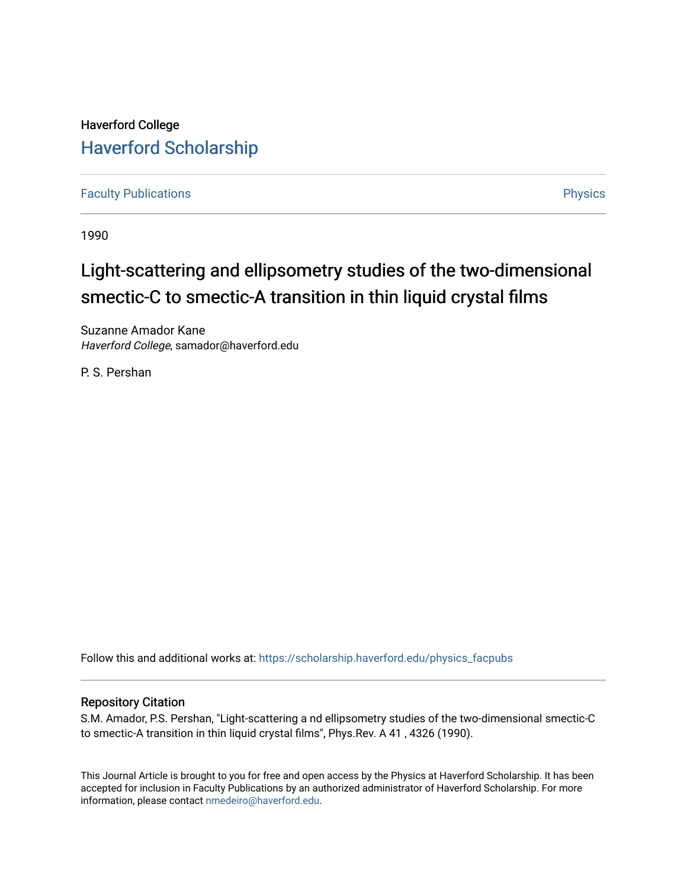Haverford College

# Haverford Scholarship

Faculty Publications

Physics

1990

# Light-scattering and ellipsometry studies of the two-dimensional smectic-C to smectic-A transition in thin liquid crystal films

Suzanne Amador Kane
*Haverford College*, samador@haverford.edu

P. S. Pershan

Follow this and additional works at: https://scholarship.haverford.edu/physics_facpubs

## Repository Citation

S.M. Amador, P.S. Pershan, "Light-scattering a nd ellipsometry studies of the two-dimensional smectic-C to smectic-A transition in thin liquid crystal films", Phys.Rev. A 41 , 4326 (1990).

This Journal Article is brought to you for free and open access by the Physics at Haverford Scholarship. It has been accepted for inclusion in Faculty Publications by an authorized administrator of Haverford Scholarship. For more information, please contact nmedeiro@haverford.edu.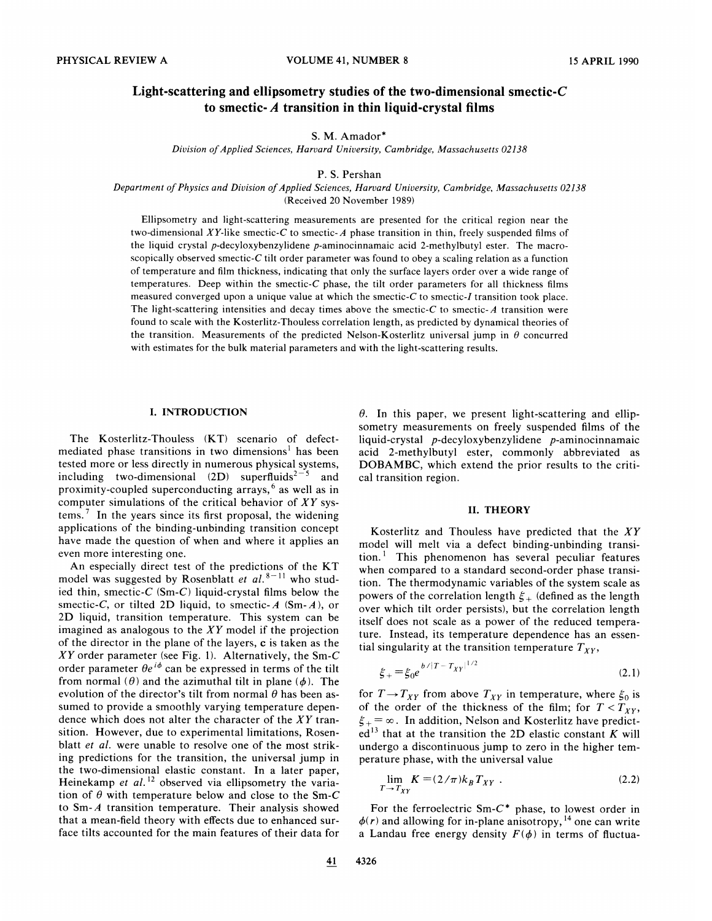# Light-scattering and ellipsometry studies of the two-dimensional smectic-*C* to smectic-*A* transition in thin liquid-crystal films

S. M. Amador*

*Division of Applied Sciences, Harvard University, Cambridge, Massachusetts 02138*

P. S. Pershan

*Department of Physics and Division of Applied Sciences, Harvard University, Cambridge, Massachusetts 02138*

(Received 20 November 1989)

Ellipsometry and light-scattering measurements are presented for the critical region near the two-dimensional *XY*-like smectic-*C* to smectic-*A* phase transition in thin, freely suspended films of the liquid crystal *p*-decyloxybenzylidene *p*-aminocinnamic acid 2-methylbutyl ester. The macroscopically observed smectic-*C* tilt order parameter was found to obey a scaling relation as a function of temperature and film thickness, indicating that only the surface layers order over a wide range of temperatures. Deep within the smectic-*C* phase, the tilt order parameters for all thickness films measured converged upon a unique value at which the smectic-*C* to smectic-*I* transition took place. The light-scattering intensities and decay times above the smectic-*C* to smectic-*A* transition were found to scale with the Kosterlitz-Thouless correlation length, as predicted by dynamical theories of the transition. Measurements of the predicted Nelson-Kosterlitz universal jump in $\theta$ concurred with estimates for the bulk material parameters and with the light-scattering results.

## I. INTRODUCTION

The Kosterlitz-Thouless (KT) scenario of defect-mediated phase transitions in two dimensions[1] has been tested more or less directly in numerous physical systems, including two-dimensional (2D) superfluids[2-5] and proximity-coupled superconducting arrays,[6] as well as in computer simulations of the critical behavior of *XY* systems.[7] In the years since its first proposal, the widening applications of the binding-unbinding transition concept have made the question of when and where it applies an even more interesting one.

An especially direct test of the predictions of the KT model was suggested by Rosenblatt *et al.*[8-11] who studied thin, smectic-*C* (Sm-*C*) liquid-crystal films below the smectic-*C*, or tilted 2D liquid, to smectic-*A* (Sm-*A*), or 2D liquid, transition temperature. This system can be imagined as analogous to the *XY* model if the projection of the director in the plane of the layers, **c** is taken as the *XY* order parameter (see Fig. 1). Alternatively, the Sm-*C* order parameter $\theta e^{i\phi}$ can be expressed in terms of the tilt from normal ($\theta$) and the azimuthal tilt in plane ($\phi$). The evolution of the director's tilt from normal $\theta$ has been assumed to provide a smoothly varying temperature dependence which does not alter the character of the *XY* transition. However, due to experimental limitations, Rosenblatt *et al.* were unable to resolve one of the most striking predictions for the transition, the universal jump in the two-dimensional elastic constant. In a later paper, Heinekamp *et al.*[12] observed via ellipsometry the variation of $\theta$ with temperature below and close to the Sm-*C* to Sm-*A* transition temperature. Their analysis showed that a mean-field theory with effects due to enhanced surface tilts accounted for the main features of their data for $\theta$. In this paper, we present light-scattering and ellipsometry measurements on freely suspended films of the liquid-crystal *p*-decyloxybenzylidene *p*-aminocinnamic acid 2-methylbutyl ester, commonly abbreviated as DOBAMBC, which extend the prior results to the critical transition region.

## II. THEORY

Kosterlitz and Thouless have predicted that the *XY* model will melt via a defect binding-unbinding transition.[1] This phenomenon has several peculiar features when compared to a standard second-order phase transition. The thermodynamic variables of the system scale as powers of the correlation length $\xi_+$ (defined as the length over which tilt order persists), but the correlation length itself does not scale as a power of the reduced temperature. Instead, its temperature dependence has an essential singularity at the transition temperature $T_{XY}$,

$$\xi_+ = \xi_0 e^{b/|T-T_{XY}|^{1/2}} \tag{2.1}$$

for $T \to T_{XY}$ from above $T_{XY}$ in temperature, where $\xi_0$ is of the order of the thickness of the film; for $T < T_{XY}$, $\xi_+ = \infty$. In addition, Nelson and Kosterlitz have predicted[13] that at the transition the 2D elastic constant $K$ will undergo a discontinuous jump to zero in the higher temperature phase, with the universal value

$$\lim_{T \to T_{XY}} K = (2/\pi) k_B T_{XY} . \tag{2.2}$$

For the ferroelectric Sm-$C^*$ phase, to lowest order in $\phi(r)$ and allowing for in-plane anisotropy,[14] one can write a Landau free energy density $F(\phi)$ in terms of fluctua-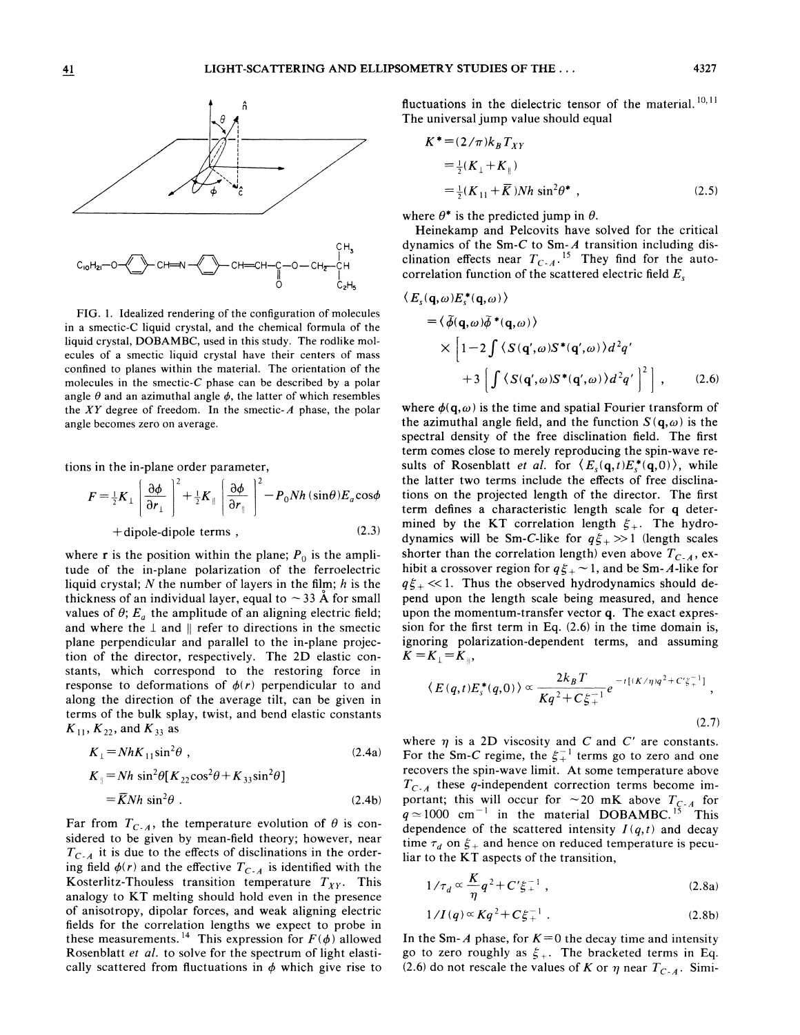FIG. 1. Idealized rendering of the configuration of molecules in a smectic-C liquid crystal, and the chemical formula of the liquid crystal, DOBAMBC, used in this study. The rodlike molecules of a smectic liquid crystal have their centers of mass confined to planes within the material. The orientation of the molecules in the smectic-C phase can be described by a polar angle $\theta$ and an azimuthal angle $\phi$, the latter of which resembles the $XY$ degree of freedom. In the smectic-A phase, the polar angle becomes zero on average.

tions in the in-plane order parameter,

$$F=\tfrac{1}{2}K_{\perp}\left[\frac{\partial\phi}{\partial r_{\perp}}\right]^2+\tfrac{1}{2}K_{\parallel}\left[\frac{\partial\phi}{\partial r_{\parallel}}\right]^2-P_0Nh(\sin\theta)E_a\cos\phi + \text{dipole-dipole terms}\;, \tag{2.3}$$

where $\mathbf{r}$ is the position within the plane; $P_0$ is the amplitude of the in-plane polarization of the ferroelectric liquid crystal; $N$ the number of layers in the film; $h$ is the thickness of an individual layer, equal to $\sim 33$ Å for small values of $\theta$; $E_a$ the amplitude of an aligning electric field; and where the $\perp$ and $\parallel$ refer to directions in the smectic plane perpendicular and parallel to the in-plane projection of the director, respectively. The 2D elastic constants, which correspond to the restoring force in response to deformations of $\phi(r)$ perpendicular to and along the direction of the average tilt, can be given in terms of the bulk splay, twist, and bend elastic constants $K_{11}$, $K_{22}$, and $K_{33}$ as

$$K_{\perp}=NhK_{11}\sin^2\theta\;, \tag{2.4a}$$

$$K_{\parallel}=Nh\sin^2\theta[K_{22}\cos^2\theta+K_{33}\sin^2\theta] =\bar{K}Nh\sin^2\theta\;. \tag{2.4b}$$

Far from $T_{C\text{-}A}$, the temperature evolution of $\theta$ is considered to be given by mean-field theory; however, near $T_{C\text{-}A}$ it is due to the effects of disclinations in the ordering field $\phi(r)$ and the effective $T_{C\text{-}A}$ is identified with the Kosterlitz-Thouless transition temperature $T_{XY}$. This analogy to KT melting should hold even in the presence of anisotropy, dipolar forces, and weak aligning electric fields for the correlation lengths we expect to probe in these measurements.[14] This expression for $F(\phi)$ allowed Rosenblatt *et al.* to solve for the spectrum of light elastically scattered from fluctuations in $\phi$ which give rise to fluctuations in the dielectric tensor of the material.[10,11] The universal jump value should equal

$$K^*=(2/\pi)k_BT_{XY} =\tfrac{1}{2}(K_{\perp}+K_{\parallel}) =\tfrac{1}{2}(K_{11}+\bar{K})Nh\sin^2\theta^*\;, \tag{2.5}$$

where $\theta^*$ is the predicted jump in $\theta$.

Heinekamp and Pelcovits have solved for the critical dynamics of the Sm-$C$ to Sm-$A$ transition including disclination effects near $T_{C\text{-}A}$.[15] They find for the autocorrelation function of the scattered electric field $E_s$

$$\langle E_s(\mathbf{q},\omega)E_s^*(\mathbf{q},\omega)\rangle =\langle\tilde{\phi}(\mathbf{q},\omega)\tilde{\phi}^*(\mathbf{q},\omega)\rangle \times\left[1-2\int\langle S(\mathbf{q}',\omega)S^*(\mathbf{q}',\omega)\rangle d^2q' +3\left[\int\langle S(\mathbf{q}',\omega)S^*(\mathbf{q}',\omega)\rangle d^2q'\right]^2\right]\;, \tag{2.6}$$

where $\phi(\mathbf{q},\omega)$ is the time and spatial Fourier transform of the azimuthal angle field, and the function $S(\mathbf{q},\omega)$ is the spectral density of the free disclination field. The first term comes close to merely reproducing the spin-wave results of Rosenblatt *et al.* for $\langle E_s(\mathbf{q},t)E_s^*(\mathbf{q},0)\rangle$, while the latter two terms include the effects of free disclinations on the projected length of the director. The first term defines a characteristic length scale for $\mathbf{q}$ determined by the KT correlation length $\xi_+$. The hydrodynamics will be Sm-$C$-like for $q\xi_+\gg 1$ (length scales shorter than the correlation length) even above $T_{C\text{-}A}$, exhibit a crossover region for $q\xi_+\sim 1$, and be Sm-$A$-like for $q\xi_+\ll 1$. Thus the observed hydrodynamics should depend upon the length scale being measured, and hence upon the momentum-transfer vector $\mathbf{q}$. The exact expression for the first term in Eq. (2.6) in the time domain is, ignoring polarization-dependent terms, and assuming $K=K_{\perp}=K_{\parallel}$,

$$\langle E(q,t)E_s^*(q,0)\rangle\propto\frac{2k_BT}{Kq^2+C\xi_+^{-1}}e^{-t[(K/\eta)q^2+C'\xi_+^{-1}]}\;, \tag{2.7}$$

where $\eta$ is a 2D viscosity and $C$ and $C'$ are constants. For the Sm-$C$ regime, the $\xi_+^{-1}$ terms go to zero and one recovers the spin-wave limit. At some temperature above $T_{C\text{-}A}$ these $q$-independent correction terms become important; this will occur for $\sim 20$ mK above $T_{C\text{-}A}$ for $q\simeq 1000\ \text{cm}^{-1}$ in the material DOBAMBC.[15] This dependence of the scattered intensity $I(q,t)$ and decay time $\tau_d$ on $\xi_+$ and hence on reduced temperature is peculiar to the KT aspects of the transition,

$$1/\tau_d\propto\frac{K}{\eta}q^2+C'\xi_+^{-1}\;, \tag{2.8a}$$

$$1/I(q)\propto Kq^2+C\xi_+^{-1}\;. \tag{2.8b}$$

In the Sm-$A$ phase, for $K=0$ the decay time and intensity go to zero roughly as $\xi_+$. The bracketed terms in Eq. (2.6) do not rescale the values of $K$ or $\eta$ near $T_{C\text{-}A}$. Simi-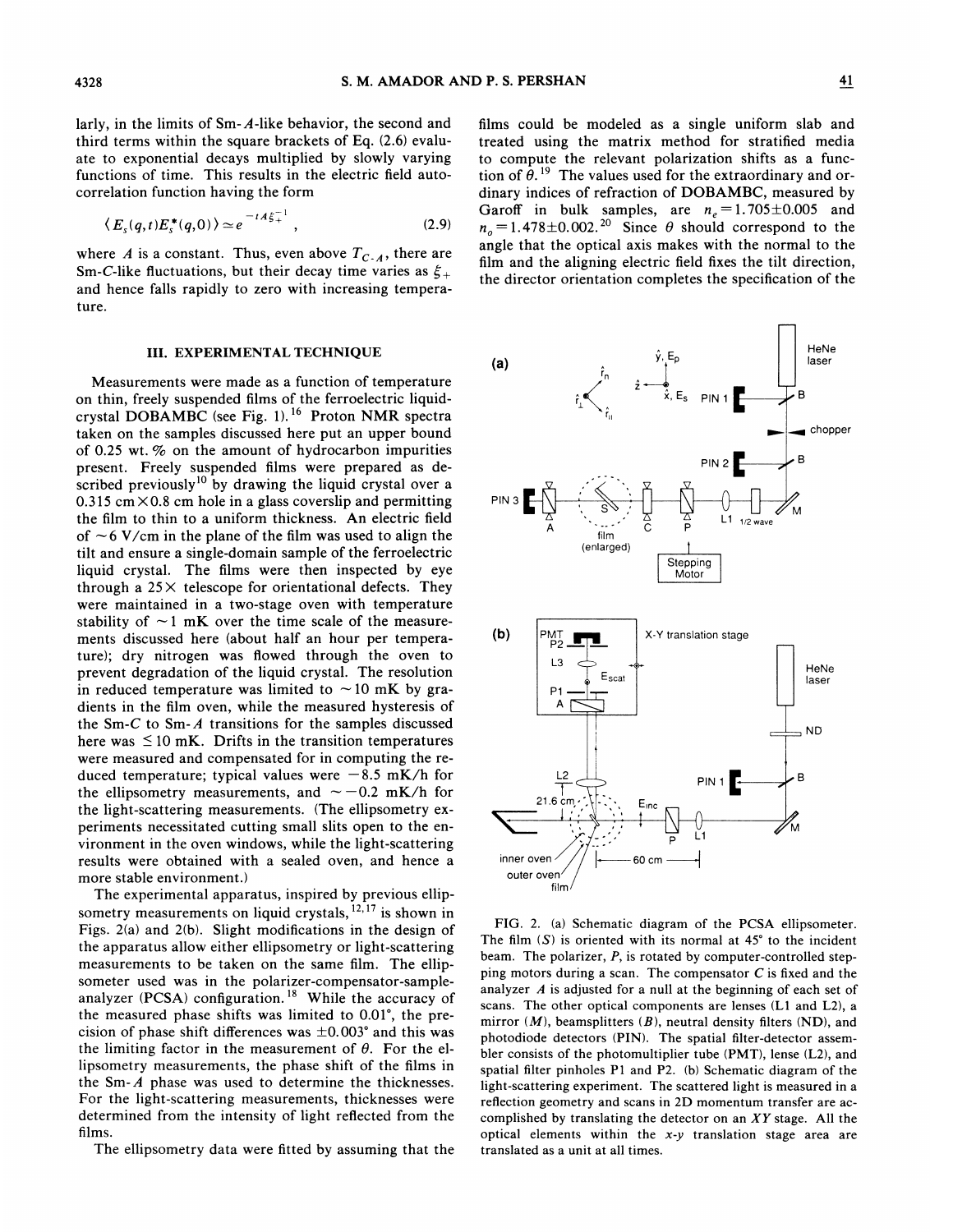larly, in the limits of Sm-$A$-like behavior, the second and third terms within the square brackets of Eq. (2.6) evaluate to exponential decays multiplied by slowly varying functions of time. This results in the electric field autocorrelation function having the form

$$\langle E_s(q,t)E_s^*(q,0)\rangle \simeq e^{-tA\xi_+^{-1}}, \tag{2.9}$$

where $A$ is a constant. Thus, even above $T_{C\text{-}A}$, there are Sm-$C$-like fluctuations, but their decay time varies as $\xi_+$ and hence falls rapidly to zero with increasing temperature.

## III. EXPERIMENTAL TECHNIQUE

Measurements were made as a function of temperature on thin, freely suspended films of the ferroelectric liquid-crystal DOBAMBC (see Fig. 1).[16] Proton NMR spectra taken on the samples discussed here put an upper bound of 0.25 wt. % on the amount of hydrocarbon impurities present. Freely suspended films were prepared as described previously[10] by drawing the liquid crystal over a 0.315 cm × 0.8 cm hole in a glass coverslip and permitting the film to thin to a uniform thickness. An electric field of ~6 V/cm in the plane of the film was used to align the tilt and ensure a single-domain sample of the ferroelectric liquid crystal. The films were then inspected by eye through a 25× telescope for orientational defects. They were maintained in a two-stage oven with temperature stability of ~1 mK over the time scale of the measurements discussed here (about half an hour per temperature); dry nitrogen was flowed through the oven to prevent degradation of the liquid crystal. The resolution in reduced temperature was limited to ~10 mK by gradients in the film oven, while the measured hysteresis of the Sm-$C$ to Sm-$A$ transitions for the samples discussed here was ≤10 mK. Drifts in the transition temperatures were measured and compensated for in computing the reduced temperature; typical values were −8.5 mK/h for the ellipsometry measurements, and ~−0.2 mK/h for the light-scattering measurements. (The ellipsometry experiments necessitated cutting small slits open to the environment in the oven windows, while the light-scattering results were obtained with a sealed oven, and hence a more stable environment.)

The experimental apparatus, inspired by previous ellipsometry measurements on liquid crystals,[12,17] is shown in Figs. 2(a) and 2(b). Slight modifications in the design of the apparatus allow either ellipsometry or light-scattering measurements to be taken on the same film. The ellipsometer used was in the polarizer-compensator-sample-analyzer (PCSA) configuration.[18] While the accuracy of the measured phase shifts was limited to 0.01°, the precision of phase shift differences was ±0.003° and this was the limiting factor in the measurement of $\theta$. For the ellipsometry measurements, the phase shift of the films in the Sm-$A$ phase was used to determine the thicknesses. For the light-scattering measurements, thicknesses were determined from the intensity of light reflected from the films.

The ellipsometry data were fitted by assuming that the films could be modeled as a single uniform slab and treated using the matrix method for stratified media to compute the relevant polarization shifts as a function of $\theta$.[19] The values used for the extraordinary and ordinary indices of refraction of DOBAMBC, measured by Garoff in bulk samples, are $n_e = 1.705 \pm 0.005$ and $n_o = 1.478 \pm 0.002$.[20] Since $\theta$ should correspond to the angle that the optical axis makes with the normal to the film and the aligning electric field fixes the tilt direction, the director orientation completes the specification of the

FIG. 2. (a) Schematic diagram of the PCSA ellipsometer. The film ($S$) is oriented with its normal at 45° to the incident beam. The polarizer, $P$, is rotated by computer-controlled stepping motors during a scan. The compensator $C$ is fixed and the analyzer $A$ is adjusted for a null at the beginning of each set of scans. The other optical components are lenses (L1 and L2), a mirror ($M$), beamsplitters ($B$), neutral density filters (ND), and photodiode detectors (PIN). The spatial filter-detector assembler consists of the photomultiplier tube (PMT), lense (L2), and spatial filter pinholes P1 and P2. (b) Schematic diagram of the light-scattering experiment. The scattered light is measured in a reflection geometry and scans in 2D momentum transfer are accomplished by translating the detector on an $XY$ stage. All the optical elements within the $x$-$y$ translation stage area are translated as a unit at all times.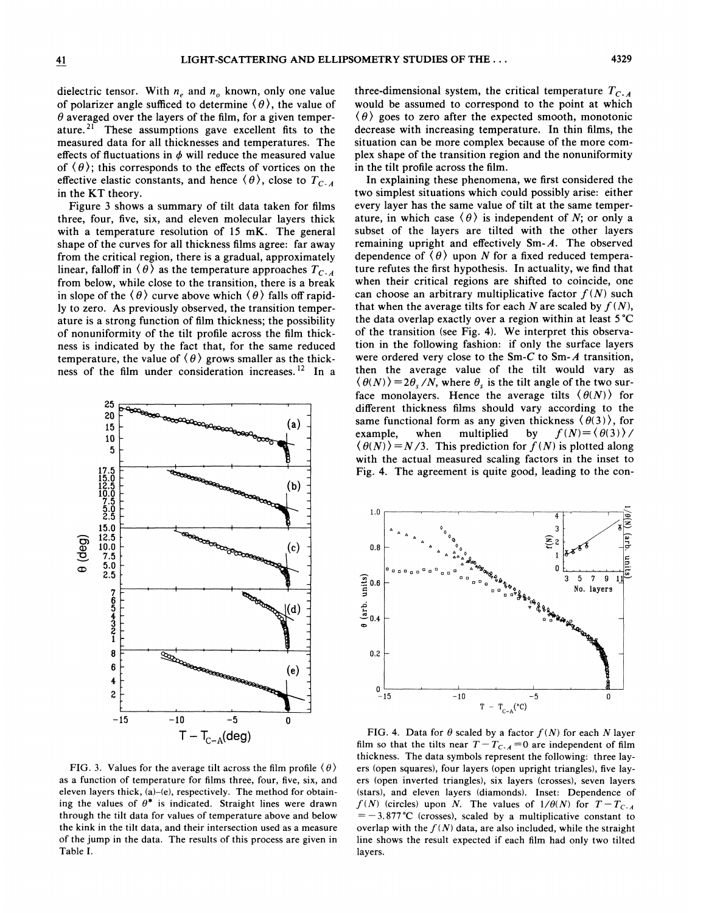dielectric tensor. With $n_e$ and $n_o$ known, only one value of polarizer angle sufficed to determine $\langle \theta \rangle$, the value of $\theta$ averaged over the layers of the film, for a given temperature.[21] These assumptions gave excellent fits to the measured data for all thicknesses and temperatures. The effects of fluctuations in $\phi$ will reduce the measured value of $\langle \theta \rangle$; this corresponds to the effects of vortices on the effective elastic constants, and hence $\langle \theta \rangle$, close to $T_{C\text{-}A}$ in the KT theory.

Figure 3 shows a summary of tilt data taken for films three, four, five, six, and eleven molecular layers thick with a temperature resolution of 15 mK. The general shape of the curves for all thickness films agree: far away from the critical region, there is a gradual, approximately linear, falloff in $\langle \theta \rangle$ as the temperature approaches $T_{C\text{-}A}$ from below, while close to the transition, there is a break in slope of the $\langle \theta \rangle$ curve above which $\langle \theta \rangle$ falls off rapidly to zero. As previously observed, the transition temperature is a strong function of film thickness; the possibility of nonuniformity of the tilt profile across the film thickness is indicated by the fact that, for the same reduced temperature, the value of $\langle \theta \rangle$ grows smaller as the thickness of the film under consideration increases.[12] In a three-dimensional system, the critical temperature $T_{C\text{-}A}$ would be assumed to correspond to the point at which $\langle \theta \rangle$ goes to zero after the expected smooth, monotonic decrease with increasing temperature. In thin films, the situation can be more complex because of the more complex shape of the transition region and the nonuniformity in the tilt profile across the film.

FIG. 3. Values for the average tilt across the film profile $\langle \theta \rangle$ as a function of temperature for films three, four, five, six, and eleven layers thick, (a)–(e), respectively. The method for obtaining the values of $\theta^*$ is indicated. Straight lines were drawn through the tilt data for values of temperature above and below the kink in the tilt data, and their intersection used as a measure of the jump in the data. The results of this process are given in Table I.

In explaining these phenomena, we first considered the two simplest situations which could possibly arise: either every layer has the same value of tilt at the same temperature, in which case $\langle \theta \rangle$ is independent of $N$; or only a subset of the layers are tilted with the other layers remaining upright and effectively Sm-$A$. The observed dependence of $\langle \theta \rangle$ upon $N$ for a fixed reduced temperature refutes the first hypothesis. In actuality, we find that when their critical regions are shifted to coincide, one can choose an arbitrary multiplicative factor $f(N)$ such that when the average tilts for each $N$ are scaled by $f(N)$, the data overlap exactly over a region within at least 5 °C of the transition (see Fig. 4). We interpret this observation in the following fashion: if only the surface layers were ordered very close to the Sm-$C$ to Sm-$A$ transition, then the average value of the tilt would vary as $\langle \theta(N) \rangle = 2\theta_s / N$, where $\theta_s$ is the tilt angle of the two surface monolayers. Hence the average tilts $\langle \theta(N) \rangle$ for different thickness films should vary according to the same functional form as any given thickness $\langle \theta(3) \rangle$, for example, when multiplied by $f(N) = \langle \theta(3) \rangle / \langle \theta(N) \rangle = N/3$. This prediction for $f(N)$ is plotted along with the actual measured scaling factors in the inset to Fig. 4. The agreement is quite good, leading to the con-

FIG. 4. Data for $\theta$ scaled by a factor $f(N)$ for each $N$ layer film so that the tilts near $T - T_{C\text{-}A} = 0$ are independent of film thickness. The data symbols represent the following: three layers (open squares), four layers (open upright triangles), five layers (open inverted triangles), six layers (crosses), seven layers (stars), and eleven layers (diamonds). Inset: Dependence of $f(N)$ (circles) upon $N$. The values of $1/\theta(N)$ for $T - T_{C\text{-}A} = -3.877$ °C (crosses), scaled by a multiplicative constant to overlap with the $f(N)$ data, are also included, while the straight line shows the result expected if each film had only two tilted layers.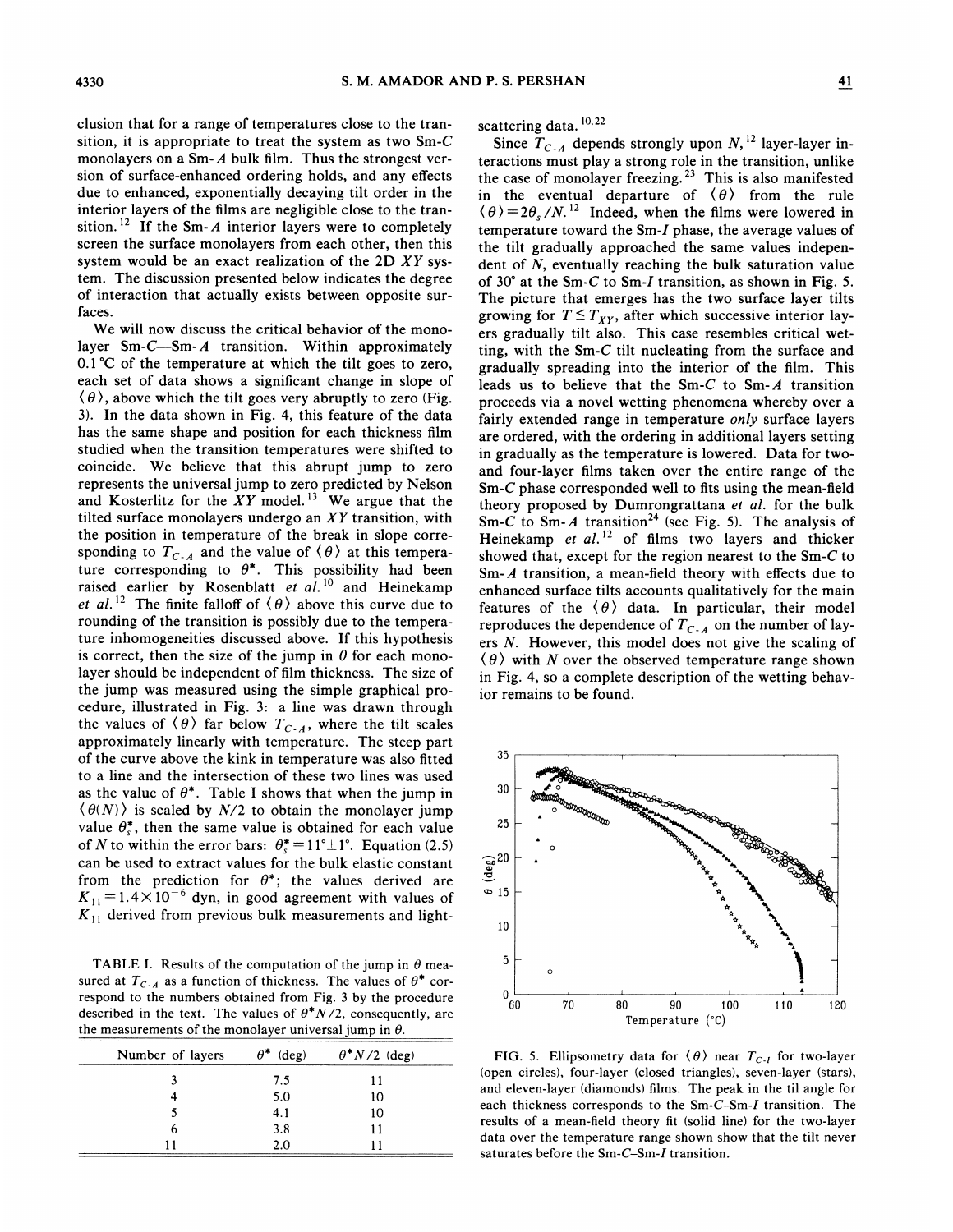clusion that for a range of temperatures close to the transition, it is appropriate to treat the system as two Sm-$C$ monolayers on a Sm-$A$ bulk film. Thus the strongest version of surface-enhanced ordering holds, and any effects due to enhanced, exponentially decaying tilt order in the interior layers of the films are negligible close to the transition.[12] If the Sm-$A$ interior layers were to completely screen the surface monolayers from each other, then this system would be an exact realization of the 2D $XY$ system. The discussion presented below indicates the degree of interaction that actually exists between opposite surfaces.

We will now discuss the critical behavior of the monolayer Sm-$C$—Sm-$A$ transition. Within approximately 0.1 °C of the temperature at which the tilt goes to zero, each set of data shows a significant change in slope of $\langle\theta\rangle$, above which the tilt goes very abruptly to zero (Fig. 3). In the data shown in Fig. 4, this feature of the data has the same shape and position for each thickness film studied when the transition temperatures were shifted to coincide. We believe that this abrupt jump to zero represents the universal jump to zero predicted by Nelson and Kosterlitz for the $XY$ model.[13] We argue that the tilted surface monolayers undergo an $XY$ transition, with the position in temperature of the break in slope corresponding to $T_{C\text{-}A}$ and the value of $\langle\theta\rangle$ at this temperature corresponding to $\theta^*$. This possibility had been raised earlier by Rosenblatt *et al.*[10] and Heinekamp *et al.*[12] The finite falloff of $\langle\theta\rangle$ above this curve due to rounding of the transition is possibly due to the temperature inhomogeneities discussed above. If this hypothesis is correct, then the size of the jump in $\theta$ for each monolayer should be independent of film thickness. The size of the jump was measured using the simple graphical procedure, illustrated in Fig. 3: a line was drawn through the values of $\langle\theta\rangle$ far below $T_{C\text{-}A}$, where the tilt scales approximately linearly with temperature. The steep part of the curve above the kink in temperature was also fitted to a line and the intersection of these two lines was used as the value of $\theta^*$. Table I shows that when the jump in $\langle\theta(N)\rangle$ is scaled by $N/2$ to obtain the monolayer jump value $\theta_s^*$, then the same value is obtained for each value of $N$ to within the error bars: $\theta_s^* = 11° \pm 1°$. Equation (2.5) can be used to extract values for the bulk elastic constant from the prediction for $\theta^*$; the values derived are $K_{11} = 1.4 \times 10^{-6}$ dyn, in good agreement with values of $K_{11}$ derived from previous bulk measurements and light-scattering data.[10,22]

TABLE I. Results of the computation of the jump in $\theta$ measured at $T_{C\text{-}A}$ as a function of thickness. The values of $\theta^*$ correspond to the numbers obtained from Fig. 3 by the procedure described in the text. The values of $\theta^* N/2$, consequently, are the measurements of the monolayer universal jump in $\theta$.

| Number of layers | $\theta^*$ (deg) | $\theta^* N/2$ (deg) |
|---|---|---|
| 3 | 7.5 | 11 |
| 4 | 5.0 | 10 |
| 5 | 4.1 | 10 |
| 6 | 3.8 | 11 |
| 11 | 2.0 | 11 |

Since $T_{C\text{-}A}$ depends strongly upon $N$,[12] layer-layer interactions must play a strong role in the transition, unlike the case of monolayer freezing.[23] This is also manifested in the eventual departure of $\langle\theta\rangle$ from the rule $\langle\theta\rangle = 2\theta_s/N$.[12] Indeed, when the films were lowered in temperature toward the Sm-$I$ phase, the average values of the tilt gradually approached the same values independent of $N$, eventually reaching the bulk saturation value of 30° at the Sm-$C$ to Sm-$I$ transition, as shown in Fig. 5. The picture that emerges has the two surface layer tilts growing for $T \le T_{XY}$, after which successive interior layers gradually tilt also. This case resembles critical wetting, with the Sm-$C$ tilt nucleating from the surface and gradually spreading into the interior of the film. This leads us to believe that the Sm-$C$ to Sm-$A$ transition proceeds via a novel wetting phenomena whereby over a fairly extended range in temperature *only* surface layers are ordered, with the ordering in additional layers setting in gradually as the temperature is lowered. Data for two- and four-layer films taken over the entire range of the Sm-$C$ phase corresponded well to fits using the mean-field theory proposed by Dumrongrattana *et al.* for the bulk Sm-$C$ to Sm-$A$ transition[24] (see Fig. 5). The analysis of Heinekamp *et al.*[12] of films two layers and thicker showed that, except for the region nearest to the Sm-$C$ to Sm-$A$ transition, a mean-field theory with effects due to enhanced surface tilts accounts qualitatively for the main features of the $\langle\theta\rangle$ data. In particular, their model reproduces the dependence of $T_{C\text{-}A}$ on the number of layers $N$. However, this model does not give the scaling of $\langle\theta\rangle$ with $N$ over the observed temperature range shown in Fig. 4, so a complete description of the wetting behavior remains to be found.

FIG. 5. Ellipsometry data for $\langle\theta\rangle$ near $T_{C\text{-}I}$ for two-layer (open circles), four-layer (closed triangles), seven-layer (stars), and eleven-layer (diamonds) films. The peak in the til angle for each thickness corresponds to the Sm-$C$–Sm-$I$ transition. The results of a mean-field theory fit (solid line) for the two-layer data over the temperature range shown show that the tilt never saturates before the Sm-$C$–Sm-$I$ transition.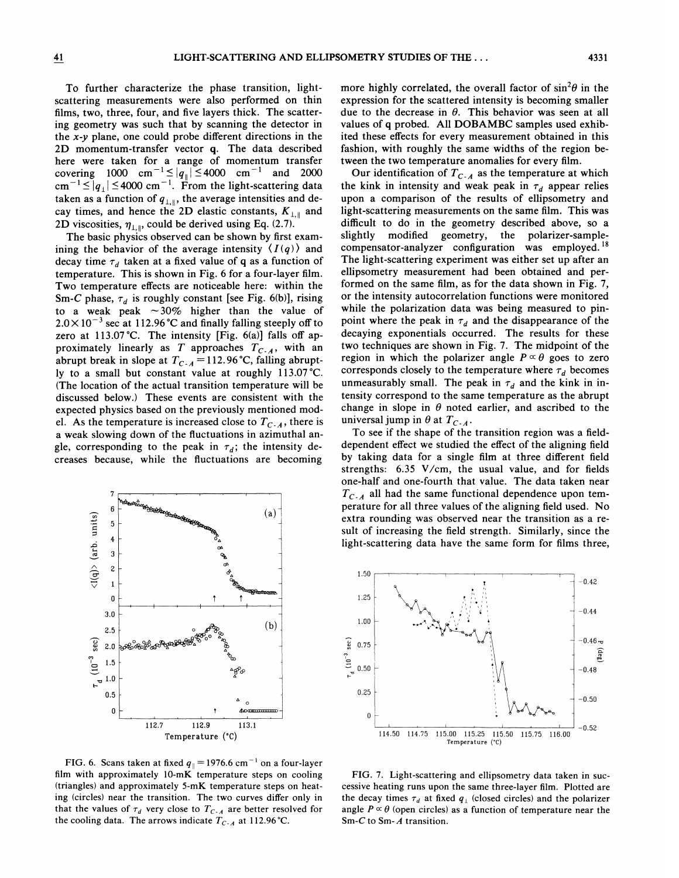To further characterize the phase transition, light-scattering measurements were also performed on thin films, two, three, four, and five layers thick. The scattering geometry was such that by scanning the detector in the x-y plane, one could probe different directions in the 2D momentum-transfer vector **q**. The data described here were taken for a range of momentum transfer covering 1000 $\mathrm{cm}^{-1} \le |q_{\parallel}| \le 4000$ $\mathrm{cm}^{-1}$ and 2000 $\mathrm{cm}^{-1} \le |q_{\perp}| \le 4000$ $\mathrm{cm}^{-1}$. From the light-scattering data taken as a function of $q_{\perp,\parallel}$, the average intensities and decay times, and hence the 2D elastic constants, $K_{\perp,\parallel}$ and 2D viscosities, $\eta_{\perp,\parallel}$, could be derived using Eq. (2.7).

The basic physics observed can be shown by first examining the behavior of the average intensity $\langle I(q) \rangle$ and decay time $\tau_d$ taken at a fixed value of q as a function of temperature. This is shown in Fig. 6 for a four-layer film. Two temperature effects are noticeable here: within the Sm-*C* phase, $\tau_d$ is roughly constant [see Fig. 6(b)], rising to a weak peak $\sim 30\%$ higher than the value of $2.0 \times 10^{-3}$ sec at 112.96 °C and finally falling steeply off to zero at 113.07 °C. The intensity [Fig. 6(a)] falls off approximately linearly as $T$ approaches $T_{C\text{-}A}$, with an abrupt break in slope at $T_{C\text{-}A} = 112.96$ °C, falling abruptly to a small but constant value at roughly 113.07 °C. (The location of the actual transition temperature will be discussed below.) These events are consistent with the expected physics based on the previously mentioned model. As the temperature is increased close to $T_{C\text{-}A}$, there is a weak slowing down of the fluctuations in azimuthal angle, corresponding to the peak in $\tau_d$; the intensity decreases because, while the fluctuations are becoming more highly correlated, the overall factor of $\sin^2\theta$ in the expression for the scattered intensity is becoming smaller due to the decrease in $\theta$. This behavior was seen at all values of q probed. All DOBAMBC samples used exhibited these effects for every measurement obtained in this fashion, with roughly the same widths of the region between the two temperature anomalies for every film.

Our identification of $T_{C\text{-}A}$ as the temperature at which the kink in intensity and weak peak in $\tau_d$ appear relies upon a comparison of the results of ellipsometry and light-scattering measurements on the same film. This was difficult to do in the geometry described above, so a slightly modified geometry, the polarizer-sample-compensator-analyzer configuration was employed.[18] The light-scattering experiment was either set up after an ellipsometry measurement had been obtained and performed on the same film, as for the data shown in Fig. 7, or the intensity autocorrelation functions were monitored while the polarization data was being measured to pinpoint where the peak in $\tau_d$ and the disappearance of the decaying exponentials occurred. The results for these two techniques are shown in Fig. 7. The midpoint of the region in which the polarizer angle $P \propto \theta$ goes to zero corresponds closely to the temperature where $\tau_d$ becomes unmeasurably small. The peak in $\tau_d$ and the kink in intensity correspond to the same temperature as the abrupt change in slope in $\theta$ noted earlier, and ascribed to the universal jump in $\theta$ at $T_{C\text{-}A}$.

To see if the shape of the transition region was a field-dependent effect we studied the effect of the aligning field by taking data for a single film at three different field strengths: 6.35 V/cm, the usual value, and for fields one-half and one-fourth that value. The data taken near $T_{C\text{-}A}$ all had the same functional dependence upon temperature for all three values of the aligning field used. No extra rounding was observed near the transition as a result of increasing the field strength. Similarly, since the light-scattering data have the same form for films three,

FIG. 6. Scans taken at fixed $q_{\parallel} = 1976.6$ $\mathrm{cm}^{-1}$ on a four-layer film with approximately 10-mK temperature steps on cooling (triangles) and approximately 5-mK temperature steps on heating (circles) near the transition. The two curves differ only in that the values of $\tau_d$ very close to $T_{C\text{-}A}$ are better resolved for the cooling data. The arrows indicate $T_{C\text{-}A}$ at 112.96 °C.

FIG. 7. Light-scattering and ellipsometry data taken in successive heating runs upon the same three-layer film. Plotted are the decay times $\tau_d$ at fixed $q_{\perp}$ (closed circles) and the polarizer angle $P \propto \theta$ (open circles) as a function of temperature near the Sm-*C* to Sm-*A* transition.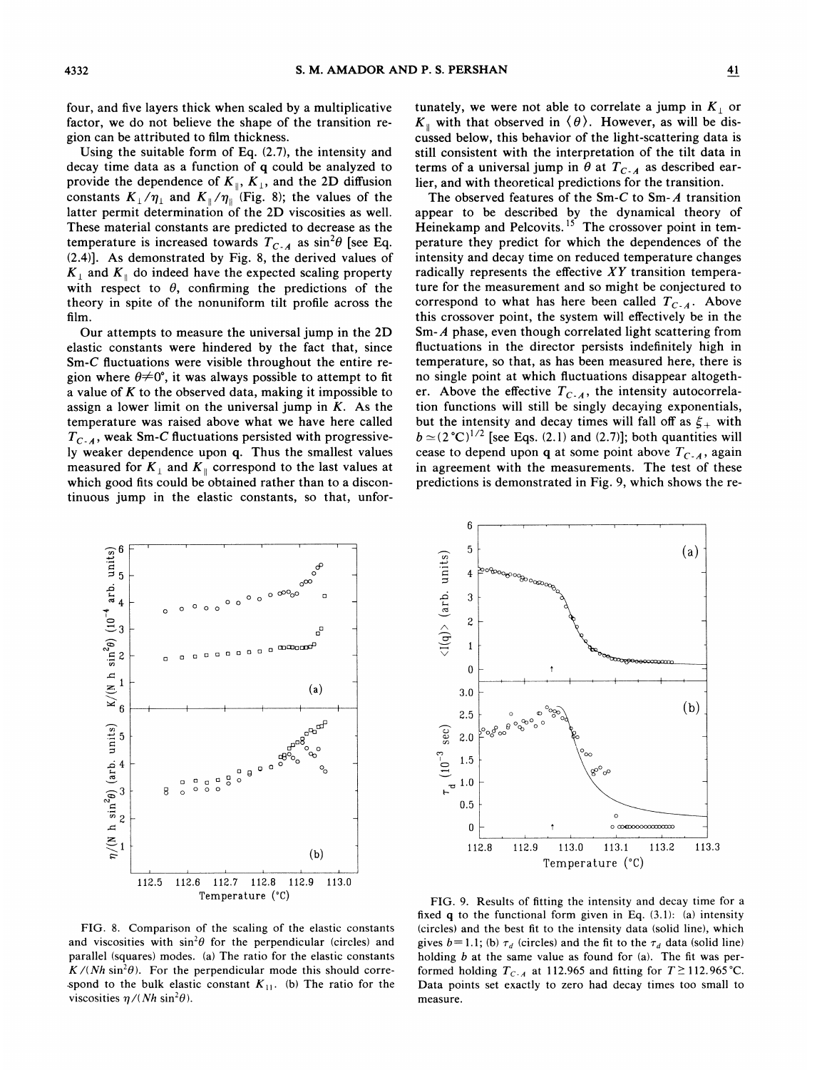four, and five layers thick when scaled by a multiplicative factor, we do not believe the shape of the transition region can be attributed to film thickness.

Using the suitable form of Eq. (2.7), the intensity and decay time data as a function of **q** could be analyzed to provide the dependence of $K_\parallel$, $K_\perp$, and the 2D diffusion constants $K_\perp/\eta_\perp$ and $K_\parallel/\eta_\parallel$ (Fig. 8); the values of the latter permit determination of the 2D viscosities as well. These material constants are predicted to decrease as the temperature is increased towards $T_{C\text{-}A}$ as $\sin^2\theta$ [see Eq. (2.4)]. As demonstrated by Fig. 8, the derived values of $K_\perp$ and $K_\parallel$ do indeed have the expected scaling property with respect to $\theta$, confirming the predictions of the theory in spite of the nonuniform tilt profile across the film.

Our attempts to measure the universal jump in the 2D elastic constants were hindered by the fact that, since Sm-*C* fluctuations were visible throughout the entire region where $\theta \neq 0°$, it was always possible to attempt to fit a value of $K$ to the observed data, making it impossible to assign a lower limit on the universal jump in $K$. As the temperature was raised above what we have here called $T_{C\text{-}A}$, weak Sm-*C* fluctuations persisted with progressively weaker dependence upon **q**. Thus the smallest values measured for $K_\perp$ and $K_\parallel$ correspond to the last values at which good fits could be obtained rather than to a discontinuous jump in the elastic constants, so that, unfortunately, we were not able to correlate a jump in $K_\perp$ or $K_\parallel$ with that observed in $\langle\theta\rangle$. However, as will be discussed below, this behavior of the light-scattering data is still consistent with the interpretation of the tilt data in terms of a universal jump in $\theta$ at $T_{C\text{-}A}$ as described earlier, and with theoretical predictions for the transition.

The observed features of the Sm-*C* to Sm-*A* transition appear to be described by the dynamical theory of Heinekamp and Pelcovits.[15] The crossover point in temperature they predict for which the dependences of the intensity and decay time on reduced temperature changes radically represents the effective *XY* transition temperature for the measurement and so might be conjectured to correspond to what has here been called $T_{C\text{-}A}$. Above this crossover point, the system will effectively be in the Sm-*A* phase, even though correlated light scattering from fluctuations in the director persists indefinitely high in temperature, so that, as has been measured here, there is no single point at which fluctuations disappear altogether. Above the effective $T_{C\text{-}A}$, the intensity autocorrelation functions will still be singly decaying exponentials, but the intensity and decay times will fall off as $\xi_+$ with $b \simeq (2\,°\text{C})^{1/2}$ [see Eqs. (2.1) and (2.7)]; both quantities will cease to depend upon **q** at some point above $T_{C\text{-}A}$, again in agreement with the measurements. The test of these predictions is demonstrated in Fig. 9, which shows the re-

FIG. 8. Comparison of the scaling of the elastic constants and viscosities with $\sin^2\theta$ for the perpendicular (circles) and parallel (squares) modes. (a) The ratio for the elastic constants $K/(Nh\sin^2\theta)$. For the perpendicular mode this should correspond to the bulk elastic constant $K_{11}$. (b) The ratio for the viscosities $\eta/(Nh\sin^2\theta)$.

FIG. 9. Results of fitting the intensity and decay time for a fixed **q** to the functional form given in Eq. (3.1): (a) intensity (circles) and the best fit to the intensity data (solid line), which gives $b = 1.1$; (b) $\tau_d$ (circles) and the fit to the $\tau_d$ data (solid line) holding $b$ at the same value as found for (a). The fit was performed holding $T_{C\text{-}A}$ at 112.965 and fitting for $T \geq 112.965\,°\text{C}$. Data points set exactly to zero had decay times too small to measure.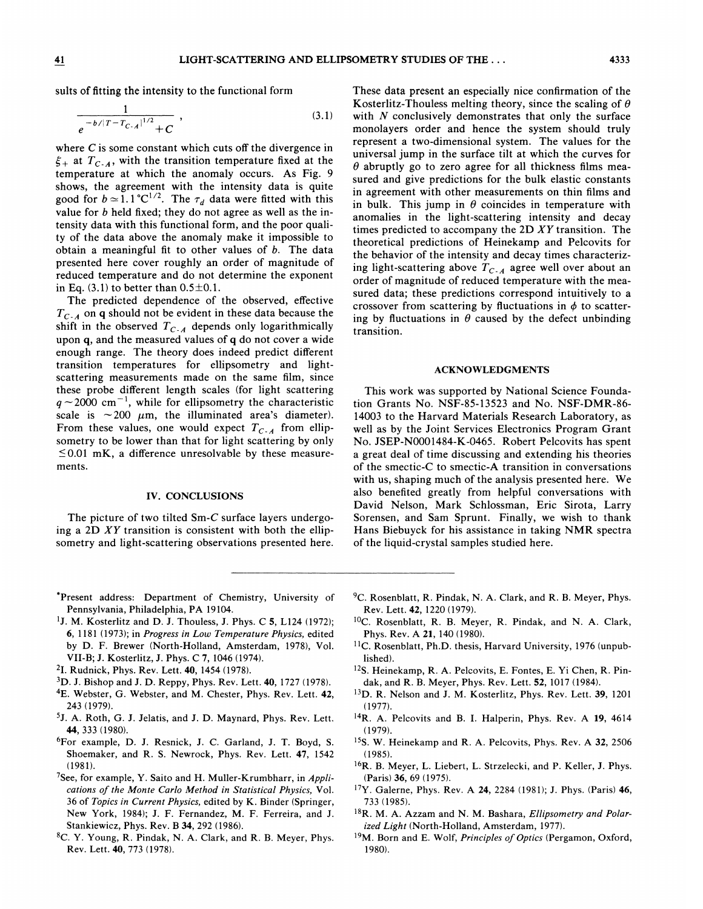sults of fitting the intensity to the functional form

$$\frac{1}{e^{-b/|T-T_{C\text{-}A}|^{1/2}}+C}, \tag{3.1}$$

where $C$ is some constant which cuts off the divergence in $\xi_+$ at $T_{C\text{-}A}$, with the transition temperature fixed at the temperature at which the anomaly occurs. As Fig. 9 shows, the agreement with the intensity data is quite good for $b \simeq 1.1\,{}^\circ\mathrm{C}^{1/2}$. The $\tau_d$ data were fitted with this value for $b$ held fixed; they do not agree as well as the intensity data with this functional form, and the poor quality of the data above the anomaly make it impossible to obtain a meaningful fit to other values of $b$. The data presented here cover roughly an order of magnitude of reduced temperature and do not determine the exponent in Eq. (3.1) to better than $0.5 \pm 0.1$.

The predicted dependence of the observed, effective $T_{C\text{-}A}$ on $\mathbf{q}$ should not be evident in these data because the shift in the observed $T_{C\text{-}A}$ depends only logarithmically upon $\mathbf{q}$, and the measured values of $\mathbf{q}$ do not cover a wide enough range. The theory does indeed predict different transition temperatures for ellipsometry and light-scattering measurements made on the same film, since these probe different length scales (for light scattering $q \sim 2000\ \mathrm{cm}^{-1}$, while for ellipsometry the characteristic scale is $\sim 200\ \mu\mathrm{m}$, the illuminated area's diameter). From these values, one would expect $T_{C\text{-}A}$ from ellipsometry to be lower than that for light scattering by only $\leq 0.01$ mK, a difference unresolvable by these measurements.

## IV. CONCLUSIONS

The picture of two tilted Sm-$C$ surface layers undergoing a 2D $XY$ transition is consistent with both the ellipsometry and light-scattering observations presented here. These data present an especially nice confirmation of the Kosterlitz-Thouless melting theory, since the scaling of $\theta$ with $N$ conclusively demonstrates that only the surface monolayers order and hence the system should truly represent a two-dimensional system. The values for the universal jump in the surface tilt at which the curves for $\theta$ abruptly go to zero agree for all thickness films measured and give predictions for the bulk elastic constants in agreement with other measurements on thin films and in bulk. This jump in $\theta$ coincides in temperature with anomalies in the light-scattering intensity and decay times predicted to accompany the 2D $XY$ transition. The theoretical predictions of Heinekamp and Pelcovits for the behavior of the intensity and decay times characterizing light-scattering above $T_{C\text{-}A}$ agree well over about an order of magnitude of reduced temperature with the measured data; these predictions correspond intuitively to a crossover from scattering by fluctuations in $\phi$ to scattering by fluctuations in $\theta$ caused by the defect unbinding transition.

## ACKNOWLEDGMENTS

This work was supported by National Science Foundation Grants No. NSF-85-13523 and No. NSF-DMR-86-14003 to the Harvard Materials Research Laboratory, as well as by the Joint Services Electronics Program Grant No. JSEP-N0001484-K-0465. Robert Pelcovits has spent a great deal of time discussing and extending his theories of the smectic-C to smectic-A transition in conversations with us, shaping much of the analysis presented here. We also benefited greatly from helpful conversations with David Nelson, Mark Schlossman, Eric Sirota, Larry Sorensen, and Sam Sprunt. Finally, we wish to thank Hans Biebuyck for his assistance in taking NMR spectra of the liquid-crystal samples studied here.

---

*Present address: Department of Chemistry, University of Pennsylvania, Philadelphia, PA 19104.

[1] J. M. Kosterlitz and D. J. Thouless, J. Phys. C **5**, L124 (1972); **6**, 1181 (1973); in *Progress in Low Temperature Physics*, edited by D. F. Brewer (North-Holland, Amsterdam, 1978), Vol. VII-B; J. Kosterlitz, J. Phys. C **7**, 1046 (1974).

[2] I. Rudnick, Phys. Rev. Lett. **40**, 1454 (1978).

[3] D. J. Bishop and J. D. Reppy, Phys. Rev. Lett. **40**, 1727 (1978).

[4] E. Webster, G. Webster, and M. Chester, Phys. Rev. Lett. **42**, 243 (1979).

[5] J. A. Roth, G. J. Jelatis, and J. D. Maynard, Phys. Rev. Lett. **44**, 333 (1980).

[6] For example, D. J. Resnick, J. C. Garland, J. T. Boyd, S. Shoemaker, and R. S. Newrock, Phys. Rev. Lett. **47**, 1542 (1981).

[7] See, for example, Y. Saito and H. Muller-Krumbharr, in *Applications of the Monte Carlo Method in Statistical Physics*, Vol. 36 of *Topics in Current Physics*, edited by K. Binder (Springer, New York, 1984); J. F. Fernandez, M. F. Ferreira, and J. Stankiewicz, Phys. Rev. B **34**, 292 (1986).

[8] C. Y. Young, R. Pindak, N. A. Clark, and R. B. Meyer, Phys. Rev. Lett. **40**, 773 (1978).

[9] C. Rosenblatt, R. Pindak, N. A. Clark, and R. B. Meyer, Phys. Rev. Lett. **42**, 1220 (1979).

[10] C. Rosenblatt, R. B. Meyer, R. Pindak, and N. A. Clark, Phys. Rev. A **21**, 140 (1980).

[11] C. Rosenblatt, Ph.D. thesis, Harvard University, 1976 (unpublished).

[12] S. Heinekamp, R. A. Pelcovits, E. Fontes, E. Yi Chen, R. Pindak, and R. B. Meyer, Phys. Rev. Lett. **52**, 1017 (1984).

[13] D. R. Nelson and J. M. Kosterlitz, Phys. Rev. Lett. **39**, 1201 (1977).

[14] R. A. Pelcovits and B. I. Halperin, Phys. Rev. A **19**, 4614 (1979).

[15] S. W. Heinekamp and R. A. Pelcovits, Phys. Rev. A **32**, 2506 (1985).

[16] R. B. Meyer, L. Liebert, L. Strzelecki, and P. Keller, J. Phys. (Paris) **36**, 69 (1975).

[17] Y. Galerne, Phys. Rev. A **24**, 2284 (1981); J. Phys. (Paris) **46**, 733 (1985).

[18] R. M. A. Azzam and N. M. Bashara, *Ellipsometry and Polarized Light* (North-Holland, Amsterdam, 1977).

[19] M. Born and E. Wolf, *Principles of Optics* (Pergamon, Oxford, 1980).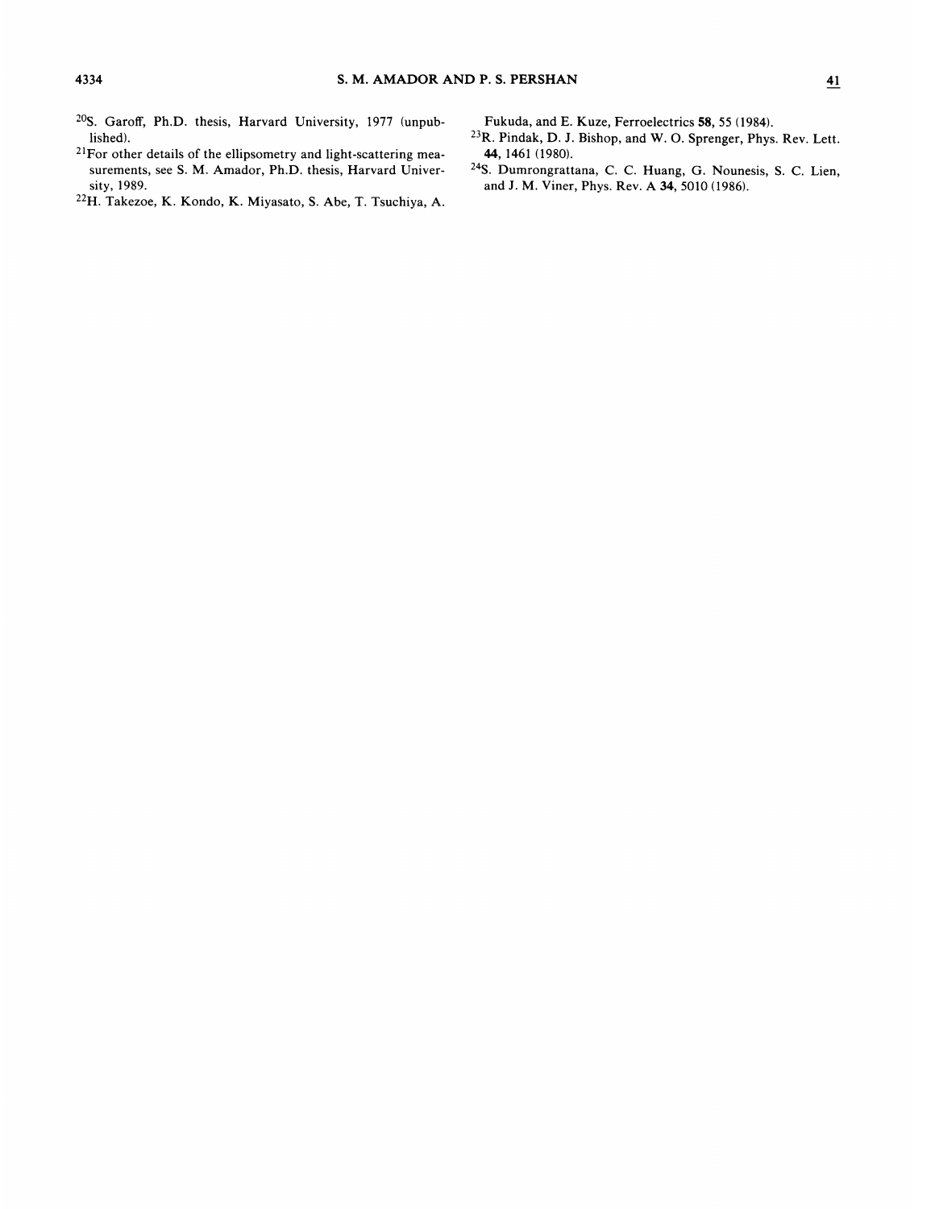[20] S. Garoff, Ph.D. thesis, Harvard University, 1977 (unpublished).

[21] For other details of the ellipsometry and light-scattering measurements, see S. M. Amador, Ph.D. thesis, Harvard University, 1989.

[22] H. Takezoe, K. Kondo, K. Miyasato, S. Abe, T. Tsuchiya, A. Fukuda, and E. Kuze, Ferroelectrics **58**, 55 (1984).

[23] R. Pindak, D. J. Bishop, and W. O. Sprenger, Phys. Rev. Lett. **44**, 1461 (1980).

[24] S. Dumrongrattana, C. C. Huang, G. Nounesis, S. C. Lien, and J. M. Viner, Phys. Rev. A **34**, 5010 (1986).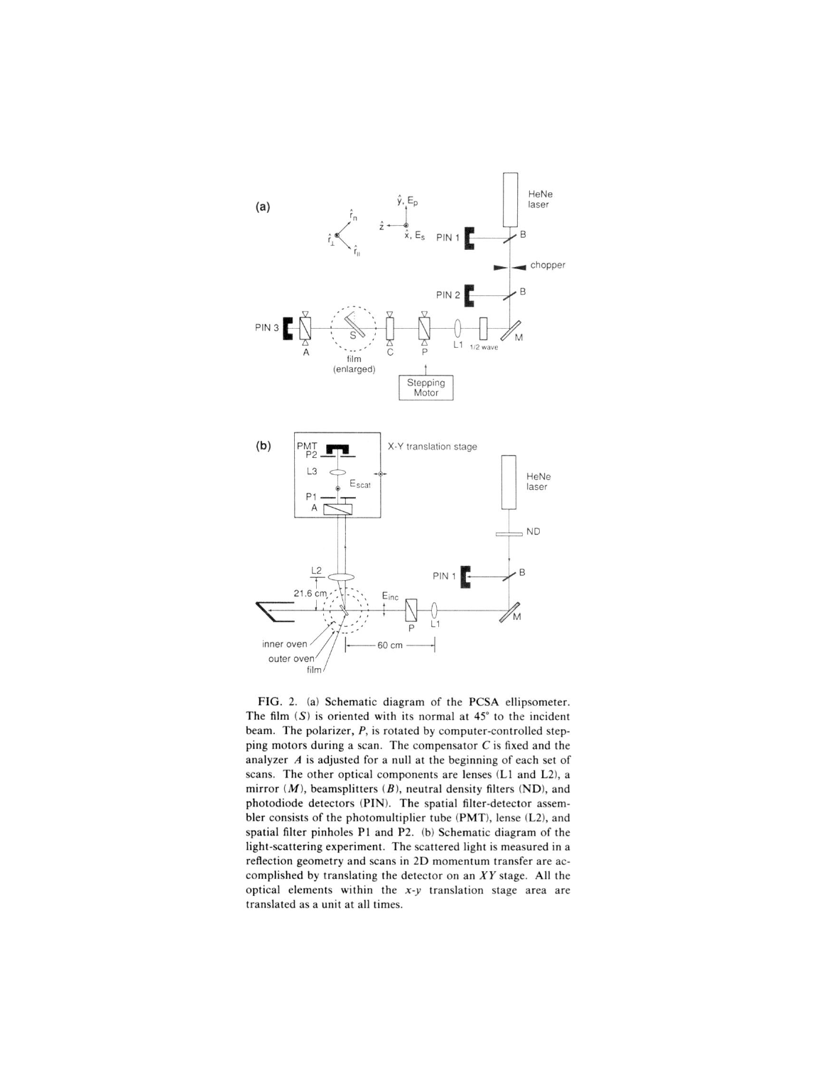(a)

$\hat{r}_n$, $\hat{r}_\perp$, $\hat{r}_\parallel$

$\hat{y}$, $E_p$

$\hat{z}$

$\hat{x}$, $E_s$

HeNe laser

PIN 1

B

chopper

PIN 2

B

PIN 3

A

S

film (enlarged)

C

P

L1

1/2 wave

M

Stepping Motor

(b)

PMT

P2

X-Y translation stage

L3

$E_{scat}$

P1

A

HeNe laser

ND

PIN 1

B

L2

21.6 cm

$E_{inc}$

P

L1

M

inner oven

outer oven

film

60 cm

FIG. 2. (a) Schematic diagram of the PCSA ellipsometer. The film ($S$) is oriented with its normal at 45° to the incident beam. The polarizer, $P$, is rotated by computer-controlled stepping motors during a scan. The compensator $C$ is fixed and the analyzer $A$ is adjusted for a null at the beginning of each set of scans. The other optical components are lenses (L1 and L2), a mirror ($M$), beamsplitters ($B$), neutral density filters (ND), and photodiode detectors (PIN). The spatial filter-detector assembler consists of the photomultiplier tube (PMT), lense (L2), and spatial filter pinholes P1 and P2. (b) Schematic diagram of the light-scattering experiment. The scattered light is measured in a reflection geometry and scans in 2D momentum transfer are accomplished by translating the detector on an $XY$ stage. All the optical elements within the $x$-$y$ translation stage area are translated as a unit at all times.